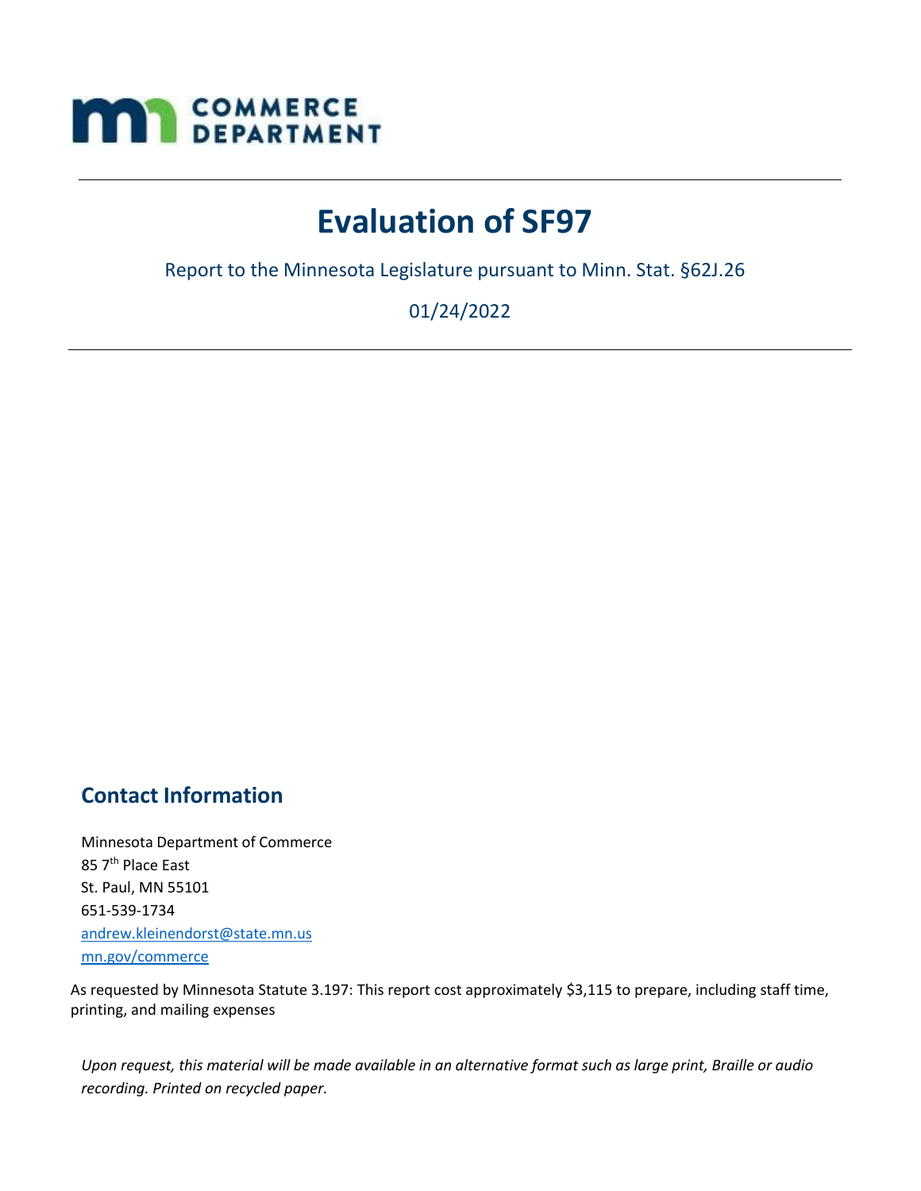MN COMMERCE DEPARTMENT

# Evaluation of SF97

Report to the Minnesota Legislature pursuant to Minn. Stat. §62J.26

01/24/2022

## Contact Information

Minnesota Department of Commerce
85 7th Place East
St. Paul, MN 55101
651-539-1734
andrew.kleinendorst@state.mn.us
mn.gov/commerce

As requested by Minnesota Statute 3.197: This report cost approximately $3,115 to prepare, including staff time, printing, and mailing expenses

*Upon request, this material will be made available in an alternative format such as large print, Braille or audio recording. Printed on recycled paper.*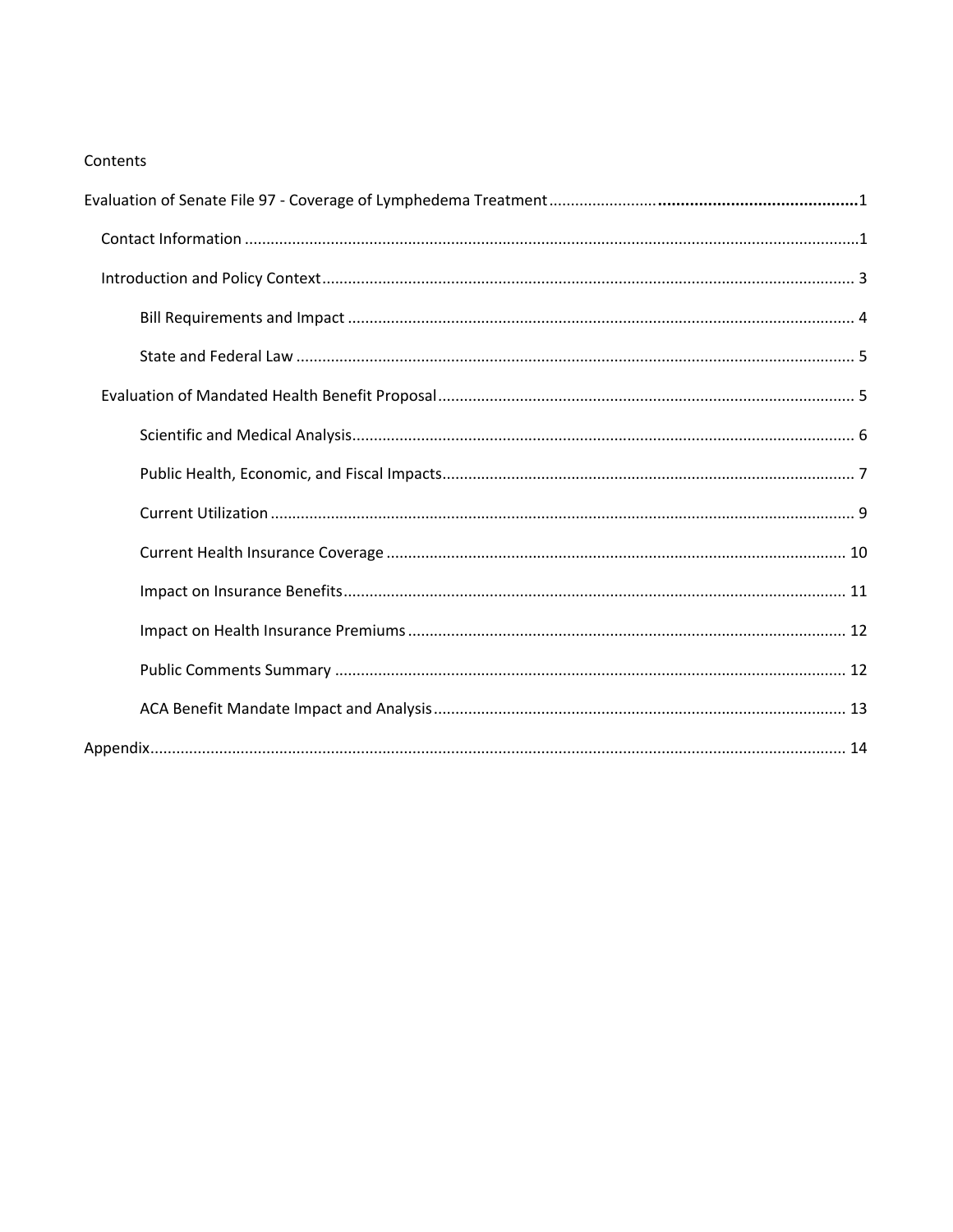Contents

Evaluation of Senate File 97 - Coverage of Lymphedema Treatment ........................................................................1

- Contact Information ........................................................................................................................................1
- Introduction and Policy Context ......................................................................................................................3
  - Bill Requirements and Impact ....................................................................................................................4
  - State and Federal Law ................................................................................................................................5
- Evaluation of Mandated Health Benefit Proposal ............................................................................................5
  - Scientific and Medical Analysis ....................................................................................................................6
  - Public Health, Economic, and Fiscal Impacts ...............................................................................................7
  - Current Utilization .......................................................................................................................................9
  - Current Health Insurance Coverage ..........................................................................................................10
  - Impact on Insurance Benefits ....................................................................................................................11
  - Impact on Health Insurance Premiums .....................................................................................................12
  - Public Comments Summary .......................................................................................................................12
  - ACA Benefit Mandate Impact and Analysis ...............................................................................................13

Appendix ...............................................................................................................................................................14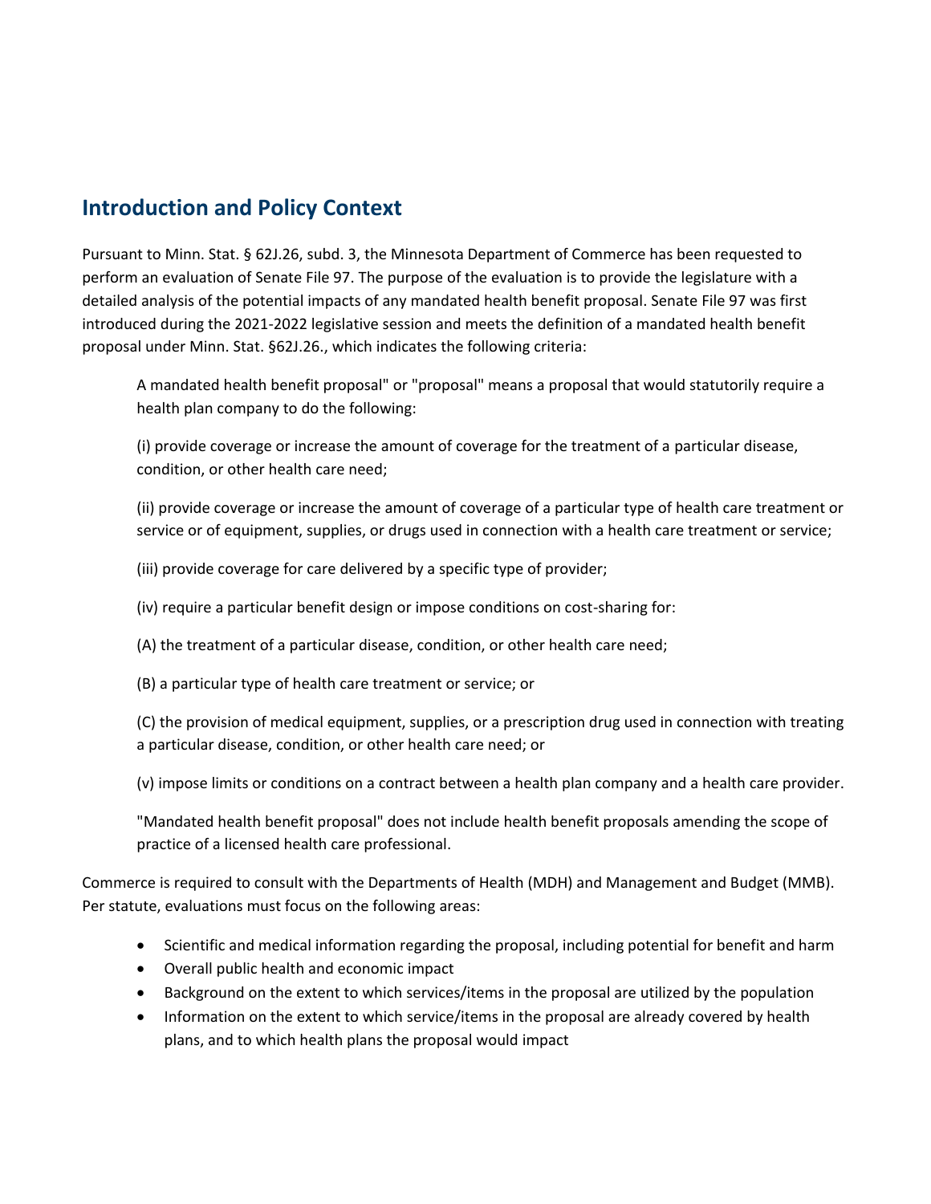## Introduction and Policy Context

Pursuant to Minn. Stat. § 62J.26, subd. 3, the Minnesota Department of Commerce has been requested to perform an evaluation of Senate File 97. The purpose of the evaluation is to provide the legislature with a detailed analysis of the potential impacts of any mandated health benefit proposal. Senate File 97 was first introduced during the 2021-2022 legislative session and meets the definition of a mandated health benefit proposal under Minn. Stat. §62J.26., which indicates the following criteria:

> A mandated health benefit proposal" or "proposal" means a proposal that would statutorily require a health plan company to do the following:
>
> (i) provide coverage or increase the amount of coverage for the treatment of a particular disease, condition, or other health care need;
>
> (ii) provide coverage or increase the amount of coverage of a particular type of health care treatment or service or of equipment, supplies, or drugs used in connection with a health care treatment or service;
>
> (iii) provide coverage for care delivered by a specific type of provider;
>
> (iv) require a particular benefit design or impose conditions on cost-sharing for:
>
> (A) the treatment of a particular disease, condition, or other health care need;
>
> (B) a particular type of health care treatment or service; or
>
> (C) the provision of medical equipment, supplies, or a prescription drug used in connection with treating a particular disease, condition, or other health care need; or
>
> (v) impose limits or conditions on a contract between a health plan company and a health care provider.
>
> "Mandated health benefit proposal" does not include health benefit proposals amending the scope of practice of a licensed health care professional.

Commerce is required to consult with the Departments of Health (MDH) and Management and Budget (MMB). Per statute, evaluations must focus on the following areas:

- Scientific and medical information regarding the proposal, including potential for benefit and harm
- Overall public health and economic impact
- Background on the extent to which services/items in the proposal are utilized by the population
- Information on the extent to which service/items in the proposal are already covered by health plans, and to which health plans the proposal would impact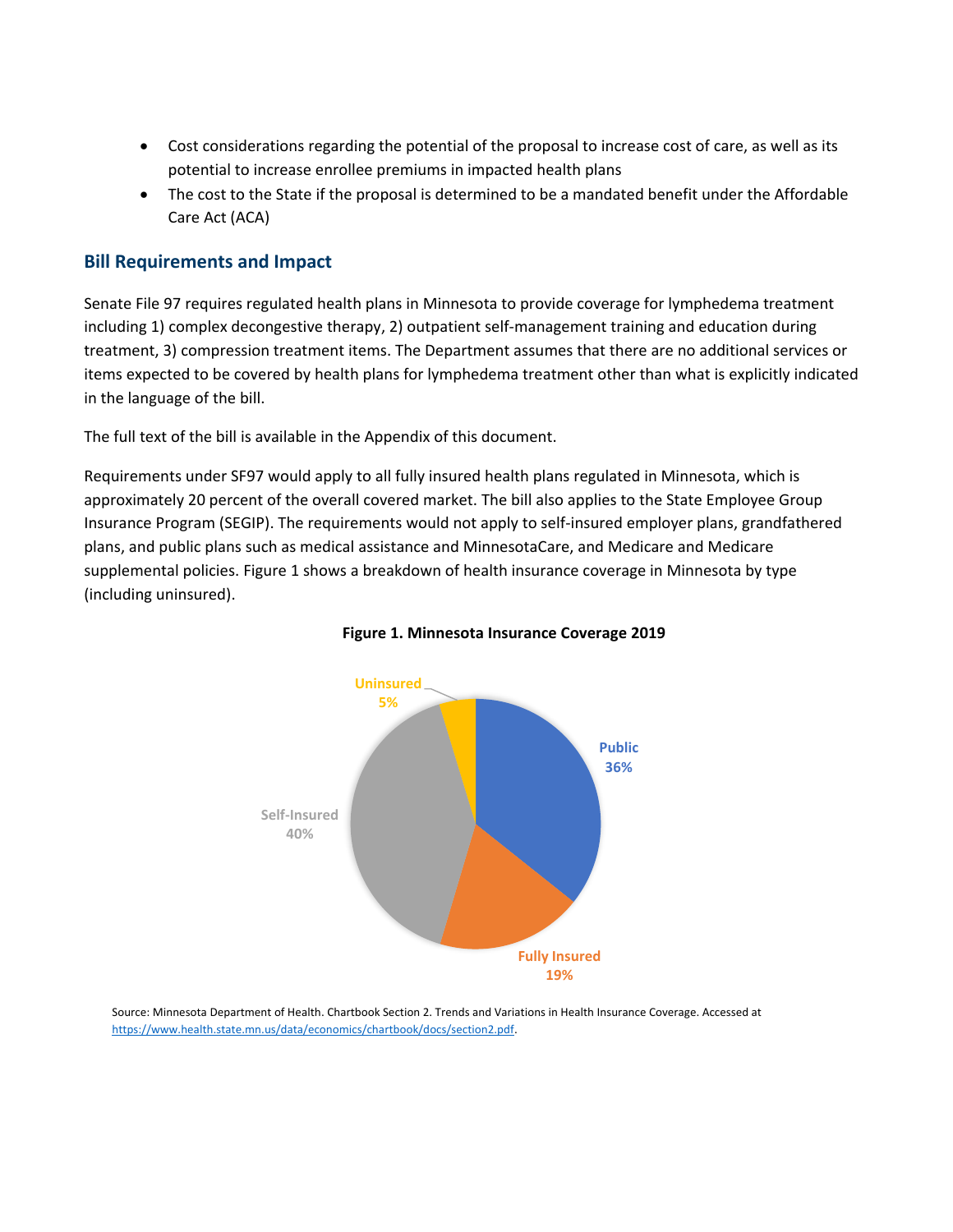- Cost considerations regarding the potential of the proposal to increase cost of care, as well as its potential to increase enrollee premiums in impacted health plans
- The cost to the State if the proposal is determined to be a mandated benefit under the Affordable Care Act (ACA)

## Bill Requirements and Impact

Senate File 97 requires regulated health plans in Minnesota to provide coverage for lymphedema treatment including 1) complex decongestive therapy, 2) outpatient self-management training and education during treatment, 3) compression treatment items. The Department assumes that there are no additional services or items expected to be covered by health plans for lymphedema treatment other than what is explicitly indicated in the language of the bill.

The full text of the bill is available in the Appendix of this document.

Requirements under SF97 would apply to all fully insured health plans regulated in Minnesota, which is approximately 20 percent of the overall covered market. The bill also applies to the State Employee Group Insurance Program (SEGIP). The requirements would not apply to self-insured employer plans, grandfathered plans, and public plans such as medical assistance and MinnesotaCare, and Medicare and Medicare supplemental policies. Figure 1 shows a breakdown of health insurance coverage in Minnesota by type (including uninsured).

**Figure 1. Minnesota Insurance Coverage 2019**

| Coverage Type | Percent |
|---|---|
| Public | 36% |
| Fully Insured | 19% |
| Self-Insured | 40% |
| Uninsured | 5% |

Source: Minnesota Department of Health. Chartbook Section 2. Trends and Variations in Health Insurance Coverage. Accessed at https://www.health.state.mn.us/data/economics/chartbook/docs/section2.pdf.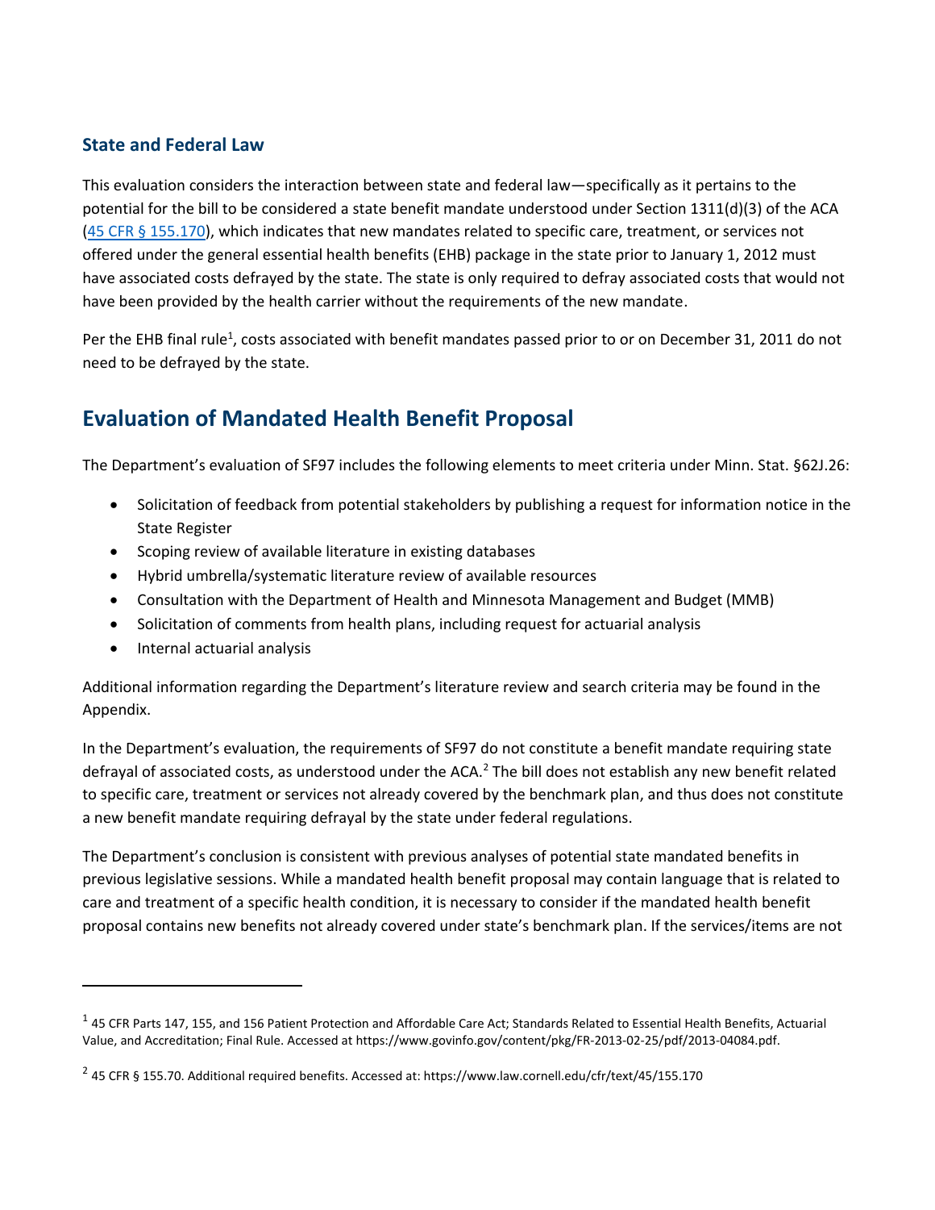### State and Federal Law

This evaluation considers the interaction between state and federal law—specifically as it pertains to the potential for the bill to be considered a state benefit mandate understood under Section 1311(d)(3) of the ACA (45 CFR § 155.170), which indicates that new mandates related to specific care, treatment, or services not offered under the general essential health benefits (EHB) package in the state prior to January 1, 2012 must have associated costs defrayed by the state. The state is only required to defray associated costs that would not have been provided by the health carrier without the requirements of the new mandate.

Per the EHB final rule[1], costs associated with benefit mandates passed prior to or on December 31, 2011 do not need to be defrayed by the state.

## Evaluation of Mandated Health Benefit Proposal

The Department's evaluation of SF97 includes the following elements to meet criteria under Minn. Stat. §62J.26:

- Solicitation of feedback from potential stakeholders by publishing a request for information notice in the State Register
- Scoping review of available literature in existing databases
- Hybrid umbrella/systematic literature review of available resources
- Consultation with the Department of Health and Minnesota Management and Budget (MMB)
- Solicitation of comments from health plans, including request for actuarial analysis
- Internal actuarial analysis

Additional information regarding the Department's literature review and search criteria may be found in the Appendix.

In the Department's evaluation, the requirements of SF97 do not constitute a benefit mandate requiring state defrayal of associated costs, as understood under the ACA.[2] The bill does not establish any new benefit related to specific care, treatment or services not already covered by the benchmark plan, and thus does not constitute a new benefit mandate requiring defrayal by the state under federal regulations.

The Department's conclusion is consistent with previous analyses of potential state mandated benefits in previous legislative sessions. While a mandated health benefit proposal may contain language that is related to care and treatment of a specific health condition, it is necessary to consider if the mandated health benefit proposal contains new benefits not already covered under state's benchmark plan. If the services/items are not

---

[1] 45 CFR Parts 147, 155, and 156 Patient Protection and Affordable Care Act; Standards Related to Essential Health Benefits, Actuarial Value, and Accreditation; Final Rule. Accessed at https://www.govinfo.gov/content/pkg/FR-2013-02-25/pdf/2013-04084.pdf.

[2] 45 CFR § 155.70. Additional required benefits. Accessed at: https://www.law.cornell.edu/cfr/text/45/155.170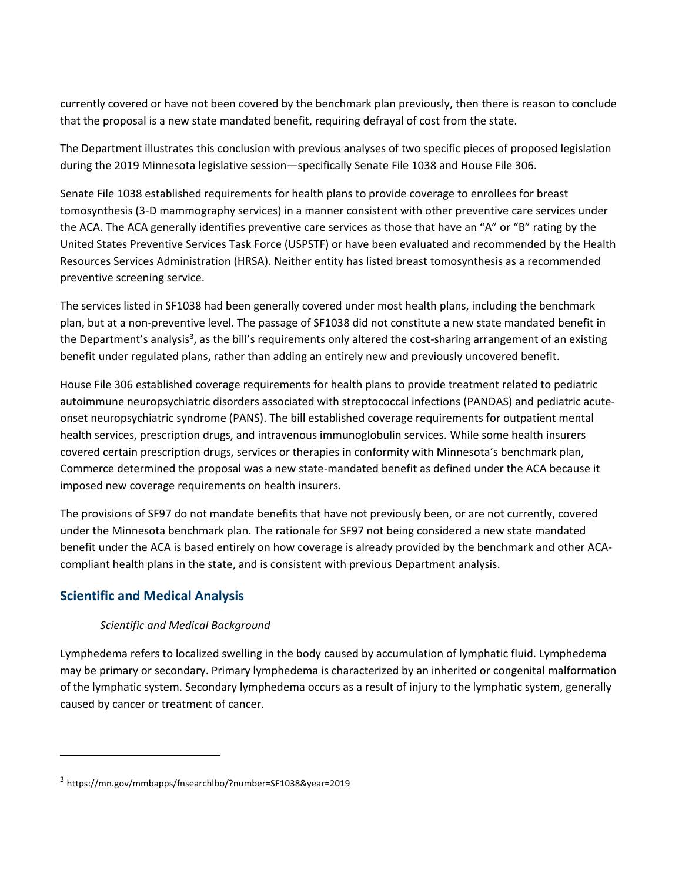currently covered or have not been covered by the benchmark plan previously, then there is reason to conclude that the proposal is a new state mandated benefit, requiring defrayal of cost from the state.

The Department illustrates this conclusion with previous analyses of two specific pieces of proposed legislation during the 2019 Minnesota legislative session—specifically Senate File 1038 and House File 306.

Senate File 1038 established requirements for health plans to provide coverage to enrollees for breast tomosynthesis (3-D mammography services) in a manner consistent with other preventive care services under the ACA. The ACA generally identifies preventive care services as those that have an "A" or "B" rating by the United States Preventive Services Task Force (USPSTF) or have been evaluated and recommended by the Health Resources Services Administration (HRSA). Neither entity has listed breast tomosynthesis as a recommended preventive screening service.

The services listed in SF1038 had been generally covered under most health plans, including the benchmark plan, but at a non-preventive level. The passage of SF1038 did not constitute a new state mandated benefit in the Department's analysis[3], as the bill's requirements only altered the cost-sharing arrangement of an existing benefit under regulated plans, rather than adding an entirely new and previously uncovered benefit.

House File 306 established coverage requirements for health plans to provide treatment related to pediatric autoimmune neuropsychiatric disorders associated with streptococcal infections (PANDAS) and pediatric acute-onset neuropsychiatric syndrome (PANS). The bill established coverage requirements for outpatient mental health services, prescription drugs, and intravenous immunoglobulin services. While some health insurers covered certain prescription drugs, services or therapies in conformity with Minnesota's benchmark plan, Commerce determined the proposal was a new state-mandated benefit as defined under the ACA because it imposed new coverage requirements on health insurers.

The provisions of SF97 do not mandate benefits that have not previously been, or are not currently, covered under the Minnesota benchmark plan. The rationale for SF97 not being considered a new state mandated benefit under the ACA is based entirely on how coverage is already provided by the benchmark and other ACA-compliant health plans in the state, and is consistent with previous Department analysis.

## Scientific and Medical Analysis

*Scientific and Medical Background*

Lymphedema refers to localized swelling in the body caused by accumulation of lymphatic fluid. Lymphedema may be primary or secondary. Primary lymphedema is characterized by an inherited or congenital malformation of the lymphatic system. Secondary lymphedema occurs as a result of injury to the lymphatic system, generally caused by cancer or treatment of cancer.

---

[3] https://mn.gov/mmbapps/fnsearchlbo/?number=SF1038&year=2019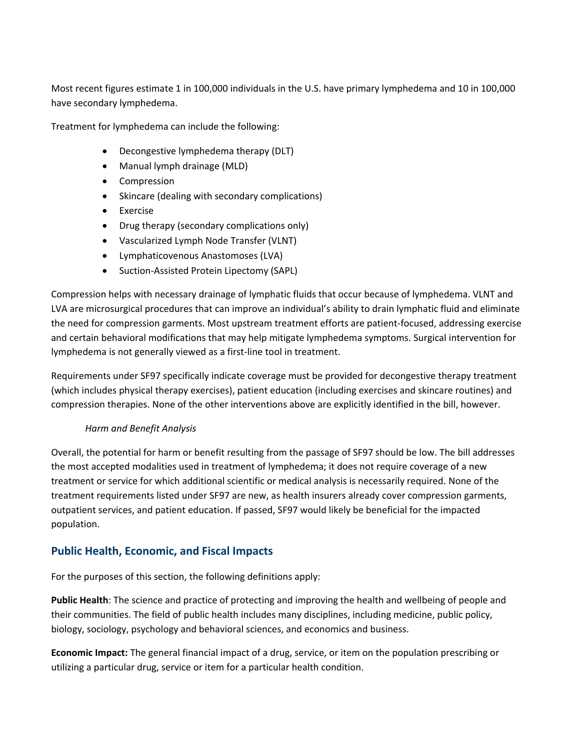Most recent figures estimate 1 in 100,000 individuals in the U.S. have primary lymphedema and 10 in 100,000 have secondary lymphedema.

Treatment for lymphedema can include the following:

- Decongestive lymphedema therapy (DLT)
- Manual lymph drainage (MLD)
- Compression
- Skincare (dealing with secondary complications)
- Exercise
- Drug therapy (secondary complications only)
- Vascularized Lymph Node Transfer (VLNT)
- Lymphaticovenous Anastomoses (LVA)
- Suction-Assisted Protein Lipectomy (SAPL)

Compression helps with necessary drainage of lymphatic fluids that occur because of lymphedema. VLNT and LVA are microsurgical procedures that can improve an individual's ability to drain lymphatic fluid and eliminate the need for compression garments. Most upstream treatment efforts are patient-focused, addressing exercise and certain behavioral modifications that may help mitigate lymphedema symptoms. Surgical intervention for lymphedema is not generally viewed as a first-line tool in treatment.

Requirements under SF97 specifically indicate coverage must be provided for decongestive therapy treatment (which includes physical therapy exercises), patient education (including exercises and skincare routines) and compression therapies. None of the other interventions above are explicitly identified in the bill, however.

*Harm and Benefit Analysis*

Overall, the potential for harm or benefit resulting from the passage of SF97 should be low. The bill addresses the most accepted modalities used in treatment of lymphedema; it does not require coverage of a new treatment or service for which additional scientific or medical analysis is necessarily required. None of the treatment requirements listed under SF97 are new, as health insurers already cover compression garments, outpatient services, and patient education. If passed, SF97 would likely be beneficial for the impacted population.

## Public Health, Economic, and Fiscal Impacts

For the purposes of this section, the following definitions apply:

**Public Health**: The science and practice of protecting and improving the health and wellbeing of people and their communities. The field of public health includes many disciplines, including medicine, public policy, biology, sociology, psychology and behavioral sciences, and economics and business.

**Economic Impact:** The general financial impact of a drug, service, or item on the population prescribing or utilizing a particular drug, service or item for a particular health condition.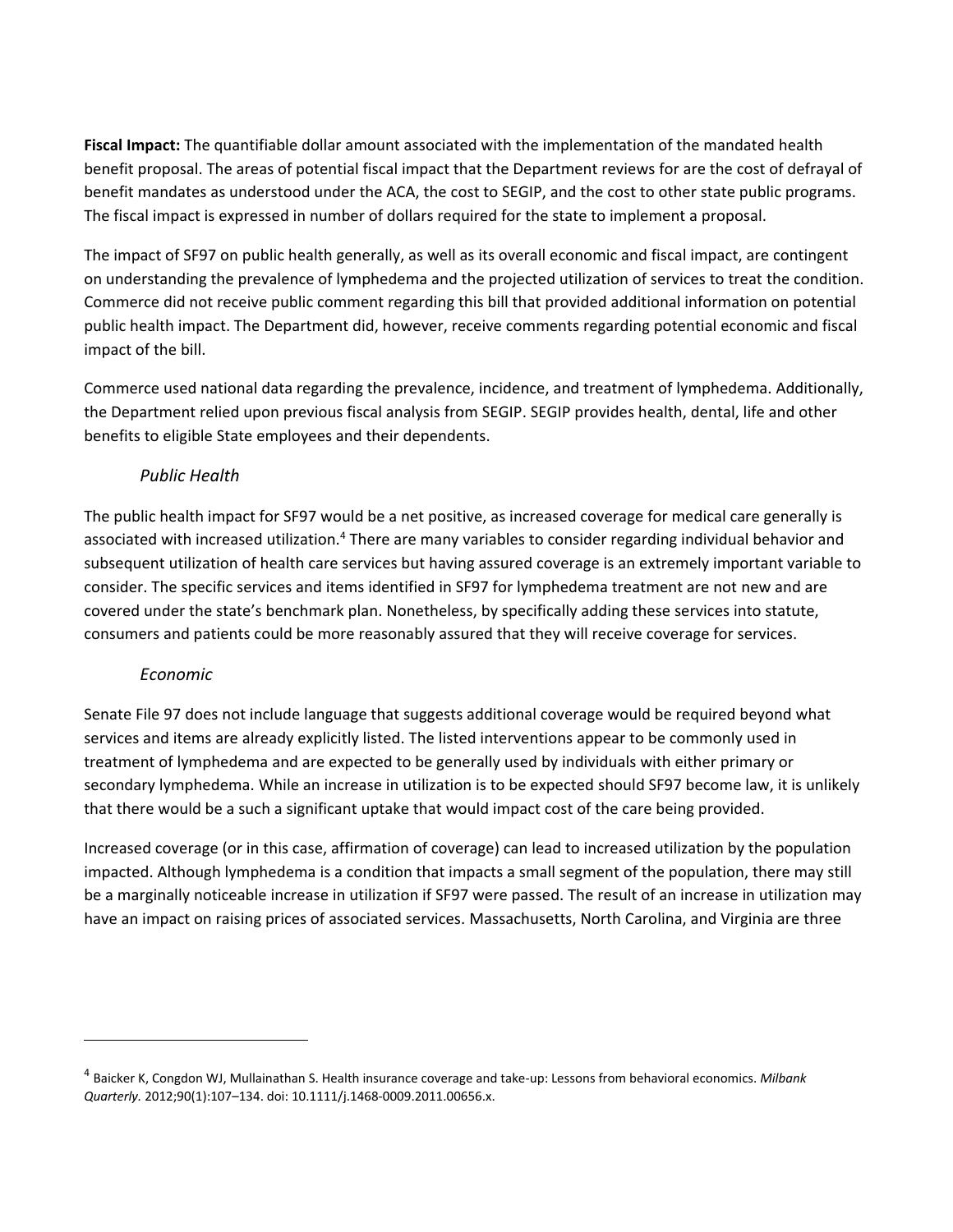**Fiscal Impact:** The quantifiable dollar amount associated with the implementation of the mandated health benefit proposal. The areas of potential fiscal impact that the Department reviews for are the cost of defrayal of benefit mandates as understood under the ACA, the cost to SEGIP, and the cost to other state public programs. The fiscal impact is expressed in number of dollars required for the state to implement a proposal.

The impact of SF97 on public health generally, as well as its overall economic and fiscal impact, are contingent on understanding the prevalence of lymphedema and the projected utilization of services to treat the condition. Commerce did not receive public comment regarding this bill that provided additional information on potential public health impact. The Department did, however, receive comments regarding potential economic and fiscal impact of the bill.

Commerce used national data regarding the prevalence, incidence, and treatment of lymphedema. Additionally, the Department relied upon previous fiscal analysis from SEGIP. SEGIP provides health, dental, life and other benefits to eligible State employees and their dependents.

### *Public Health*

The public health impact for SF97 would be a net positive, as increased coverage for medical care generally is associated with increased utilization.[4] There are many variables to consider regarding individual behavior and subsequent utilization of health care services but having assured coverage is an extremely important variable to consider. The specific services and items identified in SF97 for lymphedema treatment are not new and are covered under the state's benchmark plan. Nonetheless, by specifically adding these services into statute, consumers and patients could be more reasonably assured that they will receive coverage for services.

### *Economic*

Senate File 97 does not include language that suggests additional coverage would be required beyond what services and items are already explicitly listed. The listed interventions appear to be commonly used in treatment of lymphedema and are expected to be generally used by individuals with either primary or secondary lymphedema. While an increase in utilization is to be expected should SF97 become law, it is unlikely that there would be a such a significant uptake that would impact cost of the care being provided.

Increased coverage (or in this case, affirmation of coverage) can lead to increased utilization by the population impacted. Although lymphedema is a condition that impacts a small segment of the population, there may still be a marginally noticeable increase in utilization if SF97 were passed. The result of an increase in utilization may have an impact on raising prices of associated services. Massachusetts, North Carolina, and Virginia are three

---

[4] Baicker K, Congdon WJ, Mullainathan S. Health insurance coverage and take-up: Lessons from behavioral economics. *Milbank Quarterly.* 2012;90(1):107–134. doi: 10.1111/j.1468-0009.2011.00656.x.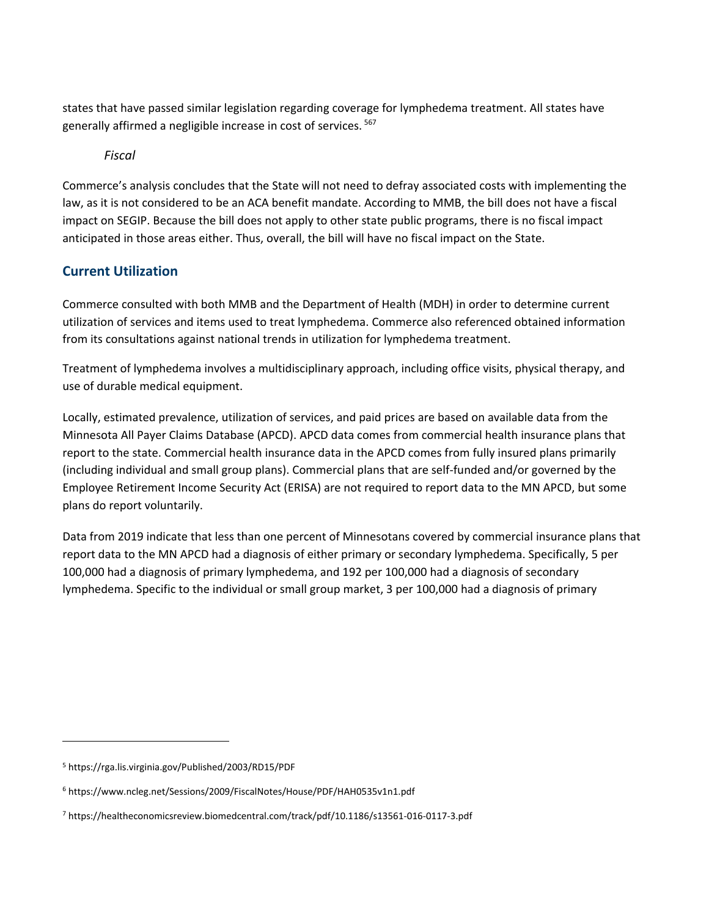states that have passed similar legislation regarding coverage for lymphedema treatment. All states have generally affirmed a negligible increase in cost of services. [5][6][7]

*Fiscal*

Commerce's analysis concludes that the State will not need to defray associated costs with implementing the law, as it is not considered to be an ACA benefit mandate. According to MMB, the bill does not have a fiscal impact on SEGIP. Because the bill does not apply to other state public programs, there is no fiscal impact anticipated in those areas either. Thus, overall, the bill will have no fiscal impact on the State.

## Current Utilization

Commerce consulted with both MMB and the Department of Health (MDH) in order to determine current utilization of services and items used to treat lymphedema. Commerce also referenced obtained information from its consultations against national trends in utilization for lymphedema treatment.

Treatment of lymphedema involves a multidisciplinary approach, including office visits, physical therapy, and use of durable medical equipment.

Locally, estimated prevalence, utilization of services, and paid prices are based on available data from the Minnesota All Payer Claims Database (APCD). APCD data comes from commercial health insurance plans that report to the state. Commercial health insurance data in the APCD comes from fully insured plans primarily (including individual and small group plans). Commercial plans that are self-funded and/or governed by the Employee Retirement Income Security Act (ERISA) are not required to report data to the MN APCD, but some plans do report voluntarily.

Data from 2019 indicate that less than one percent of Minnesotans covered by commercial insurance plans that report data to the MN APCD had a diagnosis of either primary or secondary lymphedema. Specifically, 5 per 100,000 had a diagnosis of primary lymphedema, and 192 per 100,000 had a diagnosis of secondary lymphedema. Specific to the individual or small group market, 3 per 100,000 had a diagnosis of primary

---

[5] https://rga.lis.virginia.gov/Published/2003/RD15/PDF

[6] https://www.ncleg.net/Sessions/2009/FiscalNotes/House/PDF/HAH0535v1n1.pdf

[7] https://healtheconomicsreview.biomedcentral.com/track/pdf/10.1186/s13561-016-0117-3.pdf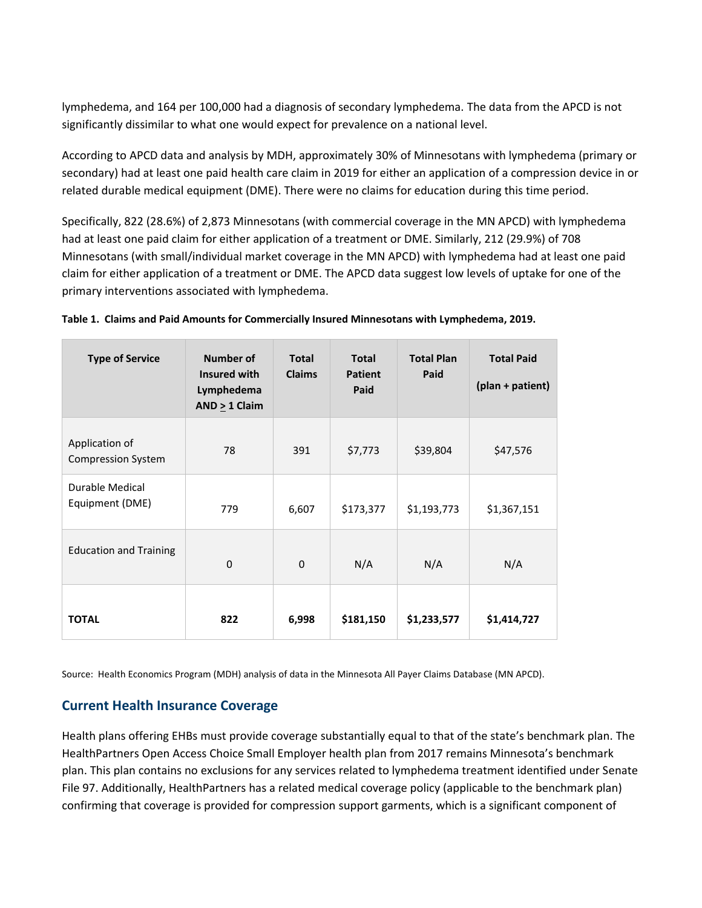lymphedema, and 164 per 100,000 had a diagnosis of secondary lymphedema. The data from the APCD is not significantly dissimilar to what one would expect for prevalence on a national level.

According to APCD data and analysis by MDH, approximately 30% of Minnesotans with lymphedema (primary or secondary) had at least one paid health care claim in 2019 for either an application of a compression device in or related durable medical equipment (DME). There were no claims for education during this time period.

Specifically, 822 (28.6%) of 2,873 Minnesotans (with commercial coverage in the MN APCD) with lymphedema had at least one paid claim for either application of a treatment or DME. Similarly, 212 (29.9%) of 708 Minnesotans (with small/individual market coverage in the MN APCD) with lymphedema had at least one paid claim for either application of a treatment or DME. The APCD data suggest low levels of uptake for one of the primary interventions associated with lymphedema.

**Table 1. Claims and Paid Amounts for Commercially Insured Minnesotans with Lymphedema, 2019.**

| Type of Service | Number of Insured with Lymphedema AND ≥ 1 Claim | Total Claims | Total Patient Paid | Total Plan Paid | Total Paid (plan + patient) |
|---|---|---|---|---|---|
| Application of Compression System | 78 | 391 | $7,773 | $39,804 | $47,576 |
| Durable Medical Equipment (DME) | 779 | 6,607 | $173,377 | $1,193,773 | $1,367,151 |
| Education and Training | 0 | 0 | N/A | N/A | N/A |
| **TOTAL** | **822** | **6,998** | **$181,150** | **$1,233,577** | **$1,414,727** |

Source: Health Economics Program (MDH) analysis of data in the Minnesota All Payer Claims Database (MN APCD).

## Current Health Insurance Coverage

Health plans offering EHBs must provide coverage substantially equal to that of the state's benchmark plan. The HealthPartners Open Access Choice Small Employer health plan from 2017 remains Minnesota's benchmark plan. This plan contains no exclusions for any services related to lymphedema treatment identified under Senate File 97. Additionally, HealthPartners has a related medical coverage policy (applicable to the benchmark plan) confirming that coverage is provided for compression support garments, which is a significant component of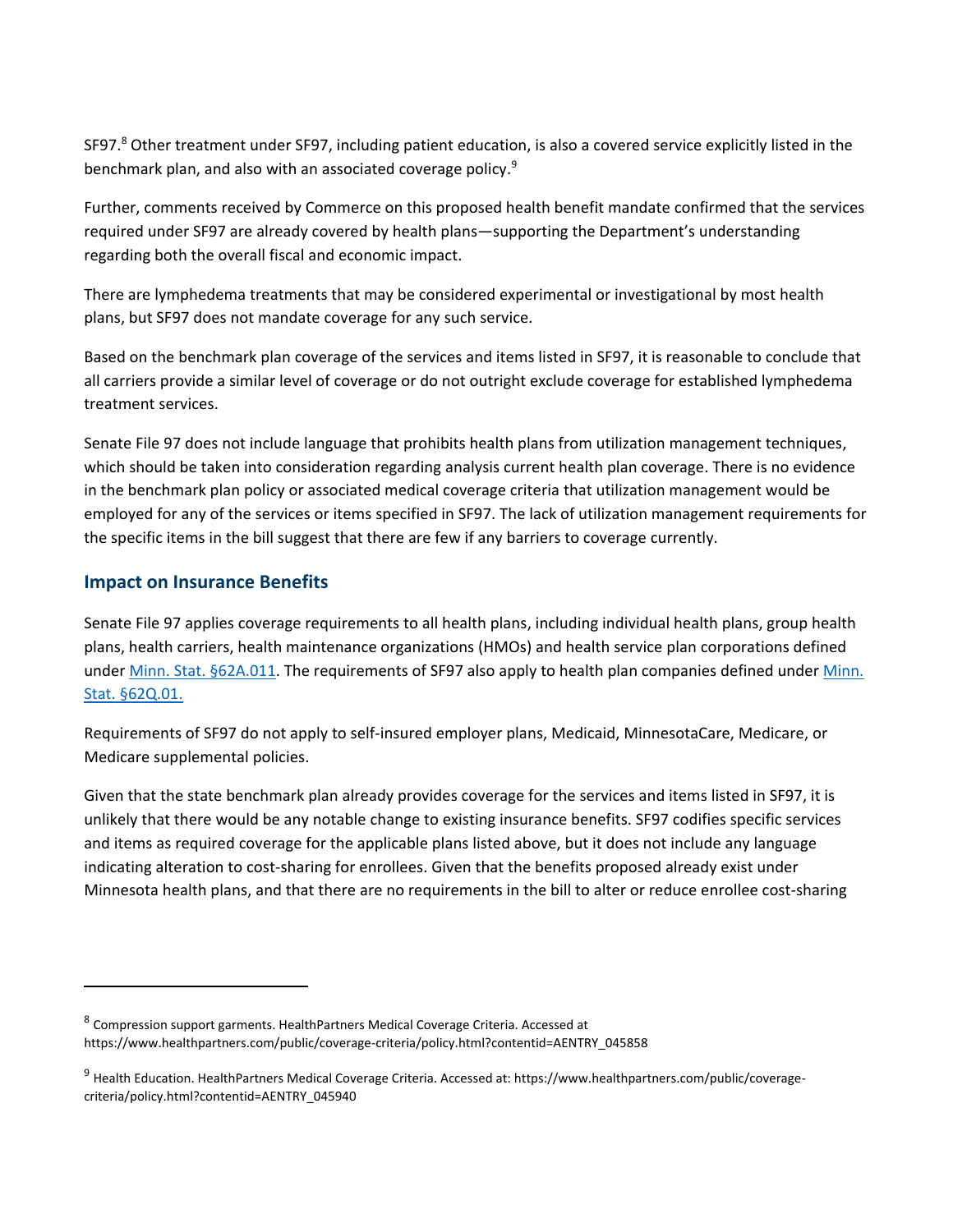SF97.[8] Other treatment under SF97, including patient education, is also a covered service explicitly listed in the benchmark plan, and also with an associated coverage policy.[9]

Further, comments received by Commerce on this proposed health benefit mandate confirmed that the services required under SF97 are already covered by health plans—supporting the Department's understanding regarding both the overall fiscal and economic impact.

There are lymphedema treatments that may be considered experimental or investigational by most health plans, but SF97 does not mandate coverage for any such service.

Based on the benchmark plan coverage of the services and items listed in SF97, it is reasonable to conclude that all carriers provide a similar level of coverage or do not outright exclude coverage for established lymphedema treatment services.

Senate File 97 does not include language that prohibits health plans from utilization management techniques, which should be taken into consideration regarding analysis current health plan coverage. There is no evidence in the benchmark plan policy or associated medical coverage criteria that utilization management would be employed for any of the services or items specified in SF97. The lack of utilization management requirements for the specific items in the bill suggest that there are few if any barriers to coverage currently.

## Impact on Insurance Benefits

Senate File 97 applies coverage requirements to all health plans, including individual health plans, group health plans, health carriers, health maintenance organizations (HMOs) and health service plan corporations defined under [Minn. Stat. §62A.011](). The requirements of SF97 also apply to health plan companies defined under [Minn. Stat. §62Q.01.]()

Requirements of SF97 do not apply to self-insured employer plans, Medicaid, MinnesotaCare, Medicare, or Medicare supplemental policies.

Given that the state benchmark plan already provides coverage for the services and items listed in SF97, it is unlikely that there would be any notable change to existing insurance benefits. SF97 codifies specific services and items as required coverage for the applicable plans listed above, but it does not include any language indicating alteration to cost-sharing for enrollees. Given that the benefits proposed already exist under Minnesota health plans, and that there are no requirements in the bill to alter or reduce enrollee cost-sharing

---

[8] Compression support garments. HealthPartners Medical Coverage Criteria. Accessed at https://www.healthpartners.com/public/coverage-criteria/policy.html?contentid=AENTRY_045858

[9] Health Education. HealthPartners Medical Coverage Criteria. Accessed at: https://www.healthpartners.com/public/coverage-criteria/policy.html?contentid=AENTRY_045940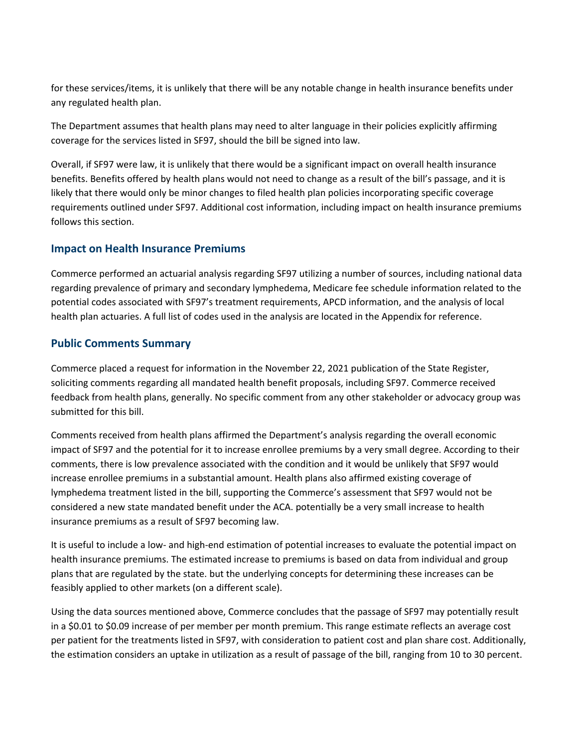for these services/items, it is unlikely that there will be any notable change in health insurance benefits under any regulated health plan.

The Department assumes that health plans may need to alter language in their policies explicitly affirming coverage for the services listed in SF97, should the bill be signed into law.

Overall, if SF97 were law, it is unlikely that there would be a significant impact on overall health insurance benefits. Benefits offered by health plans would not need to change as a result of the bill's passage, and it is likely that there would only be minor changes to filed health plan policies incorporating specific coverage requirements outlined under SF97. Additional cost information, including impact on health insurance premiums follows this section.

## Impact on Health Insurance Premiums

Commerce performed an actuarial analysis regarding SF97 utilizing a number of sources, including national data regarding prevalence of primary and secondary lymphedema, Medicare fee schedule information related to the potential codes associated with SF97's treatment requirements, APCD information, and the analysis of local health plan actuaries. A full list of codes used in the analysis are located in the Appendix for reference.

## Public Comments Summary

Commerce placed a request for information in the November 22, 2021 publication of the State Register, soliciting comments regarding all mandated health benefit proposals, including SF97. Commerce received feedback from health plans, generally. No specific comment from any other stakeholder or advocacy group was submitted for this bill.

Comments received from health plans affirmed the Department's analysis regarding the overall economic impact of SF97 and the potential for it to increase enrollee premiums by a very small degree. According to their comments, there is low prevalence associated with the condition and it would be unlikely that SF97 would increase enrollee premiums in a substantial amount. Health plans also affirmed existing coverage of lymphedema treatment listed in the bill, supporting the Commerce's assessment that SF97 would not be considered a new state mandated benefit under the ACA. potentially be a very small increase to health insurance premiums as a result of SF97 becoming law.

It is useful to include a low- and high-end estimation of potential increases to evaluate the potential impact on health insurance premiums. The estimated increase to premiums is based on data from individual and group plans that are regulated by the state. but the underlying concepts for determining these increases can be feasibly applied to other markets (on a different scale).

Using the data sources mentioned above, Commerce concludes that the passage of SF97 may potentially result in a $0.01 to $0.09 increase of per member per month premium. This range estimate reflects an average cost per patient for the treatments listed in SF97, with consideration to patient cost and plan share cost. Additionally, the estimation considers an uptake in utilization as a result of passage of the bill, ranging from 10 to 30 percent.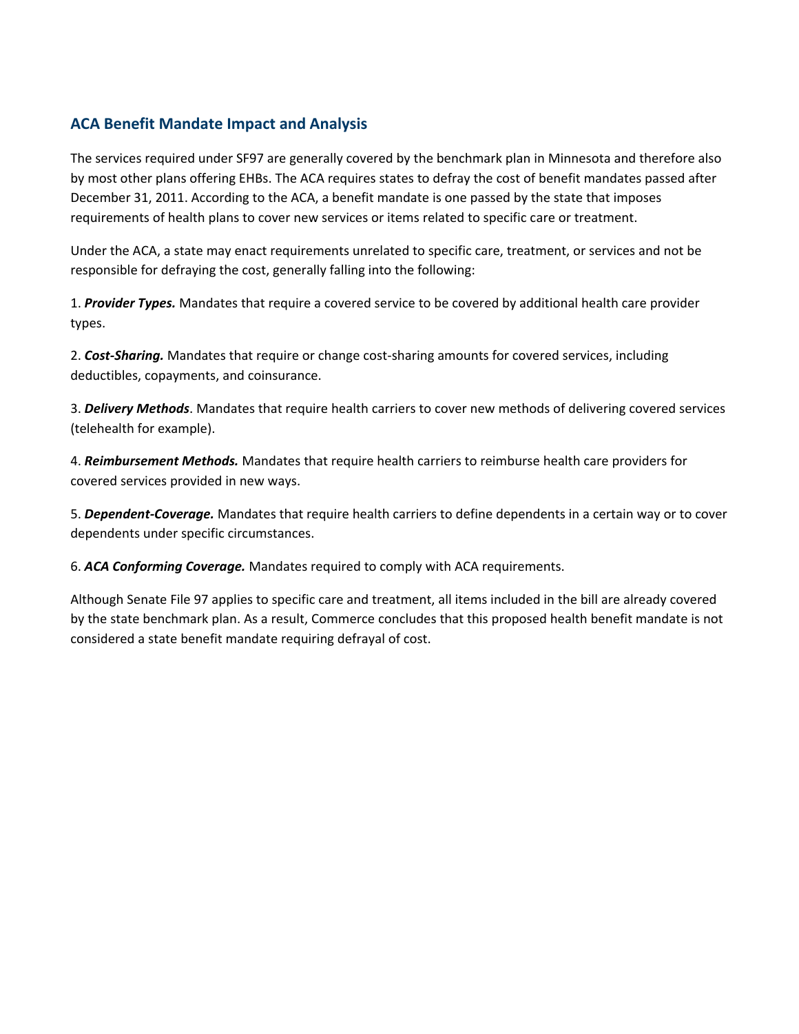## ACA Benefit Mandate Impact and Analysis

The services required under SF97 are generally covered by the benchmark plan in Minnesota and therefore also by most other plans offering EHBs. The ACA requires states to defray the cost of benefit mandates passed after December 31, 2011. According to the ACA, a benefit mandate is one passed by the state that imposes requirements of health plans to cover new services or items related to specific care or treatment.

Under the ACA, a state may enact requirements unrelated to specific care, treatment, or services and not be responsible for defraying the cost, generally falling into the following:

1. ***Provider Types.*** Mandates that require a covered service to be covered by additional health care provider types.

2. ***Cost-Sharing.*** Mandates that require or change cost-sharing amounts for covered services, including deductibles, copayments, and coinsurance.

3. ***Delivery Methods***. Mandates that require health carriers to cover new methods of delivering covered services (telehealth for example).

4. ***Reimbursement Methods.*** Mandates that require health carriers to reimburse health care providers for covered services provided in new ways.

5. ***Dependent-Coverage.*** Mandates that require health carriers to define dependents in a certain way or to cover dependents under specific circumstances.

6. ***ACA Conforming Coverage.*** Mandates required to comply with ACA requirements.

Although Senate File 97 applies to specific care and treatment, all items included in the bill are already covered by the state benchmark plan. As a result, Commerce concludes that this proposed health benefit mandate is not considered a state benefit mandate requiring defrayal of cost.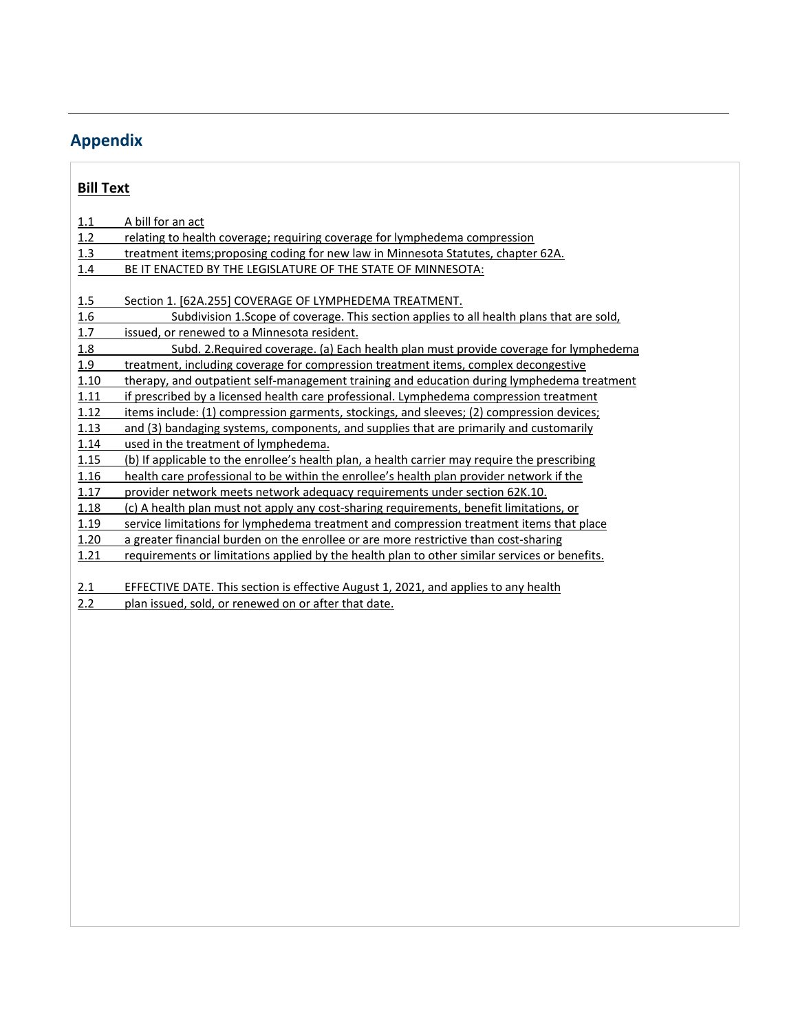## Appendix

### Bill Text

1.1 A bill for an act
1.2 relating to health coverage; requiring coverage for lymphedema compression
1.3 treatment items;proposing coding for new law in Minnesota Statutes, chapter 62A.
1.4 BE IT ENACTED BY THE LEGISLATURE OF THE STATE OF MINNESOTA:

1.5 Section 1. [62A.255] COVERAGE OF LYMPHEDEMA TREATMENT.
1.6 Subdivision 1.Scope of coverage. This section applies to all health plans that are sold,
1.7 issued, or renewed to a Minnesota resident.
1.8 Subd. 2.Required coverage. (a) Each health plan must provide coverage for lymphedema
1.9 treatment, including coverage for compression treatment items, complex decongestive
1.10 therapy, and outpatient self-management training and education during lymphedema treatment
1.11 if prescribed by a licensed health care professional. Lymphedema compression treatment
1.12 items include: (1) compression garments, stockings, and sleeves; (2) compression devices;
1.13 and (3) bandaging systems, components, and supplies that are primarily and customarily
1.14 used in the treatment of lymphedema.
1.15 (b) If applicable to the enrollee's health plan, a health carrier may require the prescribing
1.16 health care professional to be within the enrollee's health plan provider network if the
1.17 provider network meets network adequacy requirements under section 62K.10.
1.18 (c) A health plan must not apply any cost-sharing requirements, benefit limitations, or
1.19 service limitations for lymphedema treatment and compression treatment items that place
1.20 a greater financial burden on the enrollee or are more restrictive than cost-sharing
1.21 requirements or limitations applied by the health plan to other similar services or benefits.

2.1 EFFECTIVE DATE. This section is effective August 1, 2021, and applies to any health
2.2 plan issued, sold, or renewed on or after that date.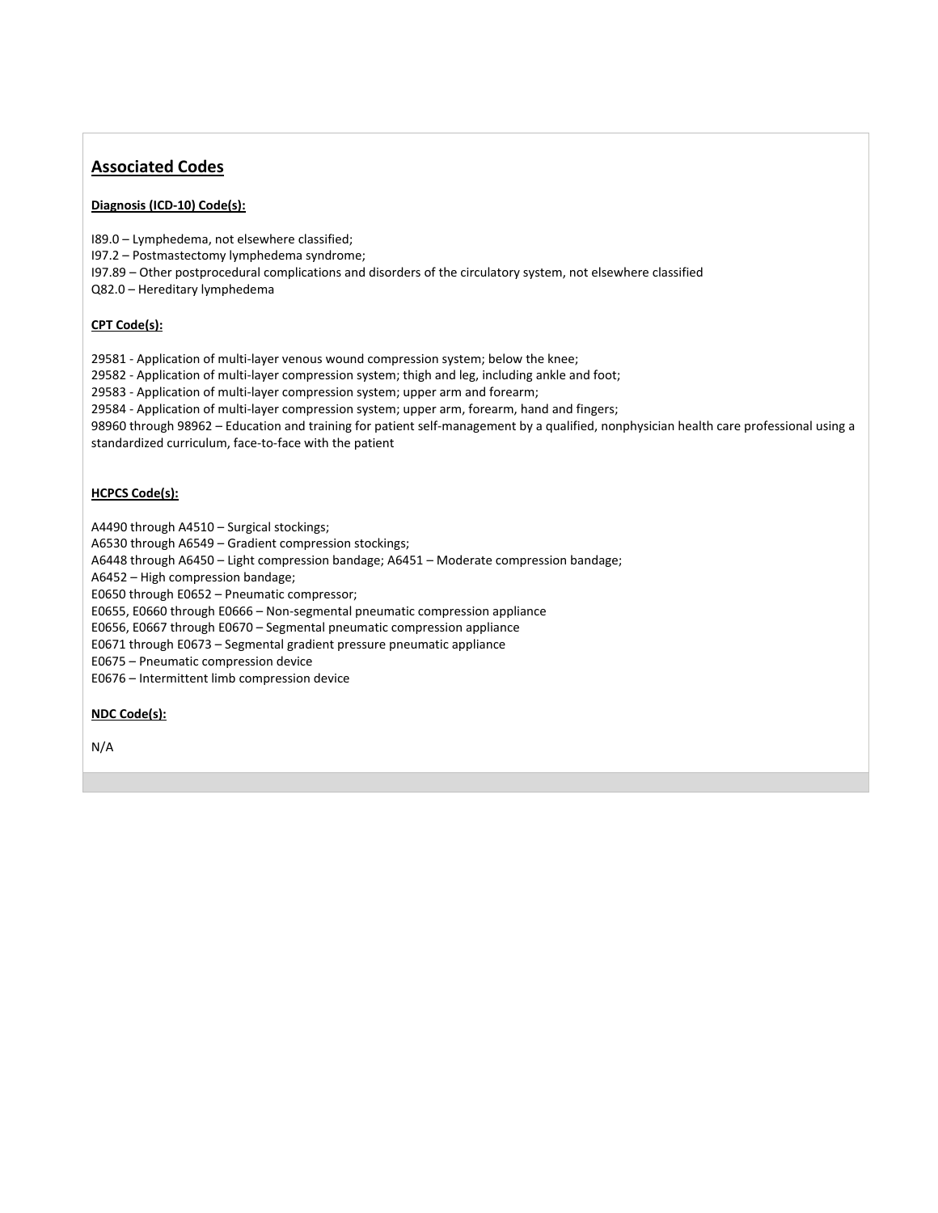## Associated Codes

**Diagnosis (ICD-10) Code(s):**

I89.0 – Lymphedema, not elsewhere classified;
I97.2 – Postmastectomy lymphedema syndrome;
I97.89 – Other postprocedural complications and disorders of the circulatory system, not elsewhere classified
Q82.0 – Hereditary lymphedema

**CPT Code(s):**

29581 - Application of multi-layer venous wound compression system; below the knee;
29582 - Application of multi-layer compression system; thigh and leg, including ankle and foot;
29583 - Application of multi-layer compression system; upper arm and forearm;
29584 - Application of multi-layer compression system; upper arm, forearm, hand and fingers;
98960 through 98962 – Education and training for patient self-management by a qualified, nonphysician health care professional using a standardized curriculum, face-to-face with the patient

**HCPCS Code(s):**

A4490 through A4510 – Surgical stockings;
A6530 through A6549 – Gradient compression stockings;
A6448 through A6450 – Light compression bandage; A6451 – Moderate compression bandage;
A6452 – High compression bandage;
E0650 through E0652 – Pneumatic compressor;
E0655, E0660 through E0666 – Non-segmental pneumatic compression appliance
E0656, E0667 through E0670 – Segmental pneumatic compression appliance
E0671 through E0673 – Segmental gradient pressure pneumatic appliance
E0675 – Pneumatic compression device
E0676 – Intermittent limb compression device

**NDC Code(s):**

N/A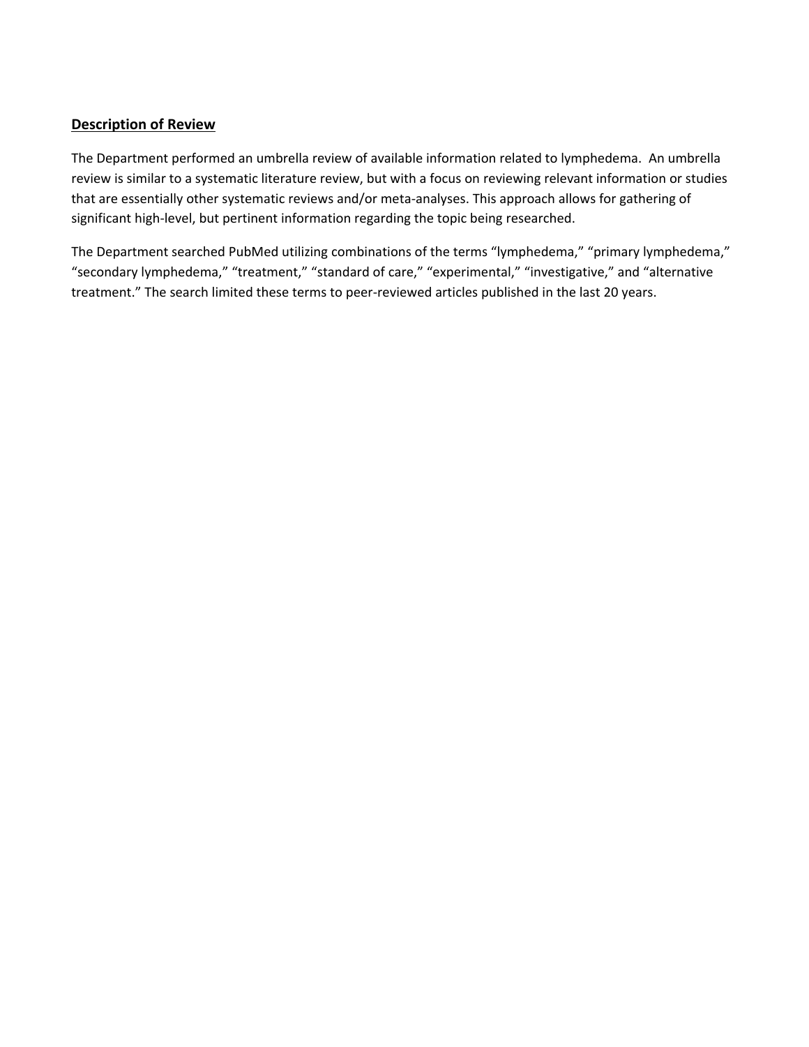## **Description of Review**

The Department performed an umbrella review of available information related to lymphedema. An umbrella review is similar to a systematic literature review, but with a focus on reviewing relevant information or studies that are essentially other systematic reviews and/or meta-analyses. This approach allows for gathering of significant high-level, but pertinent information regarding the topic being researched.

The Department searched PubMed utilizing combinations of the terms "lymphedema," "primary lymphedema," "secondary lymphedema," "treatment," "standard of care," "experimental," "investigative," and "alternative treatment." The search limited these terms to peer-reviewed articles published in the last 20 years.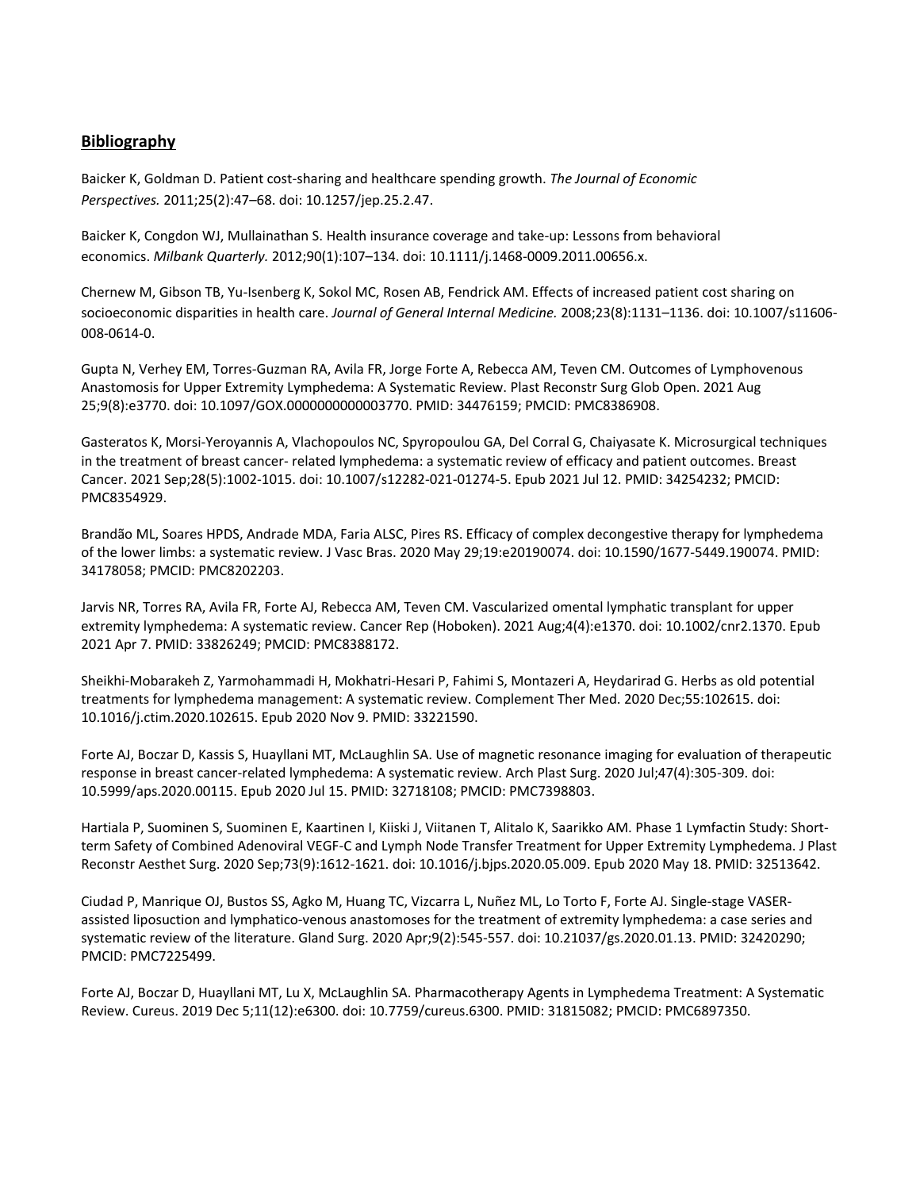## **Bibliography**

Baicker K, Goldman D. Patient cost-sharing and healthcare spending growth. *The Journal of Economic Perspectives.* 2011;25(2):47–68. doi: 10.1257/jep.25.2.47.

Baicker K, Congdon WJ, Mullainathan S. Health insurance coverage and take-up: Lessons from behavioral economics. *Milbank Quarterly.* 2012;90(1):107–134. doi: 10.1111/j.1468-0009.2011.00656.x.

Chernew M, Gibson TB, Yu-Isenberg K, Sokol MC, Rosen AB, Fendrick AM. Effects of increased patient cost sharing on socioeconomic disparities in health care. *Journal of General Internal Medicine.* 2008;23(8):1131–1136. doi: 10.1007/s11606-008-0614-0.

Gupta N, Verhey EM, Torres-Guzman RA, Avila FR, Jorge Forte A, Rebecca AM, Teven CM. Outcomes of Lymphovenous Anastomosis for Upper Extremity Lymphedema: A Systematic Review. Plast Reconstr Surg Glob Open. 2021 Aug 25;9(8):e3770. doi: 10.1097/GOX.0000000000003770. PMID: 34476159; PMCID: PMC8386908.

Gasteratos K, Morsi-Yeroyannis A, Vlachopoulos NC, Spyropoulou GA, Del Corral G, Chaiyasate K. Microsurgical techniques in the treatment of breast cancer- related lymphedema: a systematic review of efficacy and patient outcomes. Breast Cancer. 2021 Sep;28(5):1002-1015. doi: 10.1007/s12282-021-01274-5. Epub 2021 Jul 12. PMID: 34254232; PMCID: PMC8354929.

Brandão ML, Soares HPDS, Andrade MDA, Faria ALSC, Pires RS. Efficacy of complex decongestive therapy for lymphedema of the lower limbs: a systematic review. J Vasc Bras. 2020 May 29;19:e20190074. doi: 10.1590/1677-5449.190074. PMID: 34178058; PMCID: PMC8202203.

Jarvis NR, Torres RA, Avila FR, Forte AJ, Rebecca AM, Teven CM. Vascularized omental lymphatic transplant for upper extremity lymphedema: A systematic review. Cancer Rep (Hoboken). 2021 Aug;4(4):e1370. doi: 10.1002/cnr2.1370. Epub 2021 Apr 7. PMID: 33826249; PMCID: PMC8388172.

Sheikhi-Mobarakeh Z, Yarmohammadi H, Mokhatri-Hesari P, Fahimi S, Montazeri A, Heydarirad G. Herbs as old potential treatments for lymphedema management: A systematic review. Complement Ther Med. 2020 Dec;55:102615. doi: 10.1016/j.ctim.2020.102615. Epub 2020 Nov 9. PMID: 33221590.

Forte AJ, Boczar D, Kassis S, Huayllani MT, McLaughlin SA. Use of magnetic resonance imaging for evaluation of therapeutic response in breast cancer-related lymphedema: A systematic review. Arch Plast Surg. 2020 Jul;47(4):305-309. doi: 10.5999/aps.2020.00115. Epub 2020 Jul 15. PMID: 32718108; PMCID: PMC7398803.

Hartiala P, Suominen S, Suominen E, Kaartinen I, Kiiski J, Viitanen T, Alitalo K, Saarikko AM. Phase 1 Lymfactin Study: Short-term Safety of Combined Adenoviral VEGF-C and Lymph Node Transfer Treatment for Upper Extremity Lymphedema. J Plast Reconstr Aesthet Surg. 2020 Sep;73(9):1612-1621. doi: 10.1016/j.bjps.2020.05.009. Epub 2020 May 18. PMID: 32513642.

Ciudad P, Manrique OJ, Bustos SS, Agko M, Huang TC, Vizcarra L, Nuñez ML, Lo Torto F, Forte AJ. Single-stage VASER-assisted liposuction and lymphatico-venous anastomoses for the treatment of extremity lymphedema: a case series and systematic review of the literature. Gland Surg. 2020 Apr;9(2):545-557. doi: 10.21037/gs.2020.01.13. PMID: 32420290; PMCID: PMC7225499.

Forte AJ, Boczar D, Huayllani MT, Lu X, McLaughlin SA. Pharmacotherapy Agents in Lymphedema Treatment: A Systematic Review. Cureus. 2019 Dec 5;11(12):e6300. doi: 10.7759/cureus.6300. PMID: 31815082; PMCID: PMC6897350.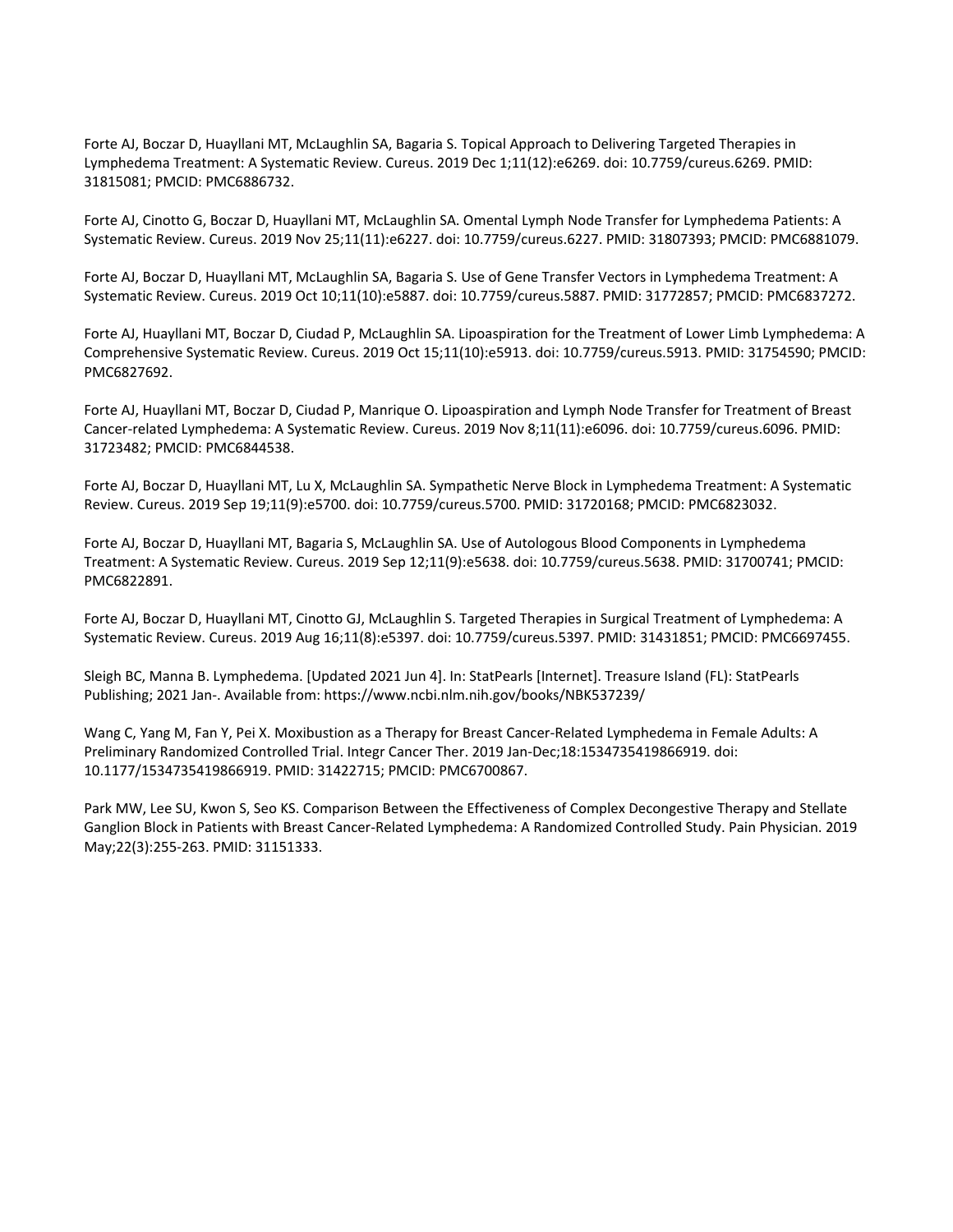Forte AJ, Boczar D, Huayllani MT, McLaughlin SA, Bagaria S. Topical Approach to Delivering Targeted Therapies in Lymphedema Treatment: A Systematic Review. Cureus. 2019 Dec 1;11(12):e6269. doi: 10.7759/cureus.6269. PMID: 31815081; PMCID: PMC6886732.

Forte AJ, Cinotto G, Boczar D, Huayllani MT, McLaughlin SA. Omental Lymph Node Transfer for Lymphedema Patients: A Systematic Review. Cureus. 2019 Nov 25;11(11):e6227. doi: 10.7759/cureus.6227. PMID: 31807393; PMCID: PMC6881079.

Forte AJ, Boczar D, Huayllani MT, McLaughlin SA, Bagaria S. Use of Gene Transfer Vectors in Lymphedema Treatment: A Systematic Review. Cureus. 2019 Oct 10;11(10):e5887. doi: 10.7759/cureus.5887. PMID: 31772857; PMCID: PMC6837272.

Forte AJ, Huayllani MT, Boczar D, Ciudad P, McLaughlin SA. Lipoaspiration for the Treatment of Lower Limb Lymphedema: A Comprehensive Systematic Review. Cureus. 2019 Oct 15;11(10):e5913. doi: 10.7759/cureus.5913. PMID: 31754590; PMCID: PMC6827692.

Forte AJ, Huayllani MT, Boczar D, Ciudad P, Manrique O. Lipoaspiration and Lymph Node Transfer for Treatment of Breast Cancer-related Lymphedema: A Systematic Review. Cureus. 2019 Nov 8;11(11):e6096. doi: 10.7759/cureus.6096. PMID: 31723482; PMCID: PMC6844538.

Forte AJ, Boczar D, Huayllani MT, Lu X, McLaughlin SA. Sympathetic Nerve Block in Lymphedema Treatment: A Systematic Review. Cureus. 2019 Sep 19;11(9):e5700. doi: 10.7759/cureus.5700. PMID: 31720168; PMCID: PMC6823032.

Forte AJ, Boczar D, Huayllani MT, Bagaria S, McLaughlin SA. Use of Autologous Blood Components in Lymphedema Treatment: A Systematic Review. Cureus. 2019 Sep 12;11(9):e5638. doi: 10.7759/cureus.5638. PMID: 31700741; PMCID: PMC6822891.

Forte AJ, Boczar D, Huayllani MT, Cinotto GJ, McLaughlin S. Targeted Therapies in Surgical Treatment of Lymphedema: A Systematic Review. Cureus. 2019 Aug 16;11(8):e5397. doi: 10.7759/cureus.5397. PMID: 31431851; PMCID: PMC6697455.

Sleigh BC, Manna B. Lymphedema. [Updated 2021 Jun 4]. In: StatPearls [Internet]. Treasure Island (FL): StatPearls Publishing; 2021 Jan-. Available from: https://www.ncbi.nlm.nih.gov/books/NBK537239/

Wang C, Yang M, Fan Y, Pei X. Moxibustion as a Therapy for Breast Cancer-Related Lymphedema in Female Adults: A Preliminary Randomized Controlled Trial. Integr Cancer Ther. 2019 Jan-Dec;18:1534735419866919. doi: 10.1177/1534735419866919. PMID: 31422715; PMCID: PMC6700867.

Park MW, Lee SU, Kwon S, Seo KS. Comparison Between the Effectiveness of Complex Decongestive Therapy and Stellate Ganglion Block in Patients with Breast Cancer-Related Lymphedema: A Randomized Controlled Study. Pain Physician. 2019 May;22(3):255-263. PMID: 31151333.